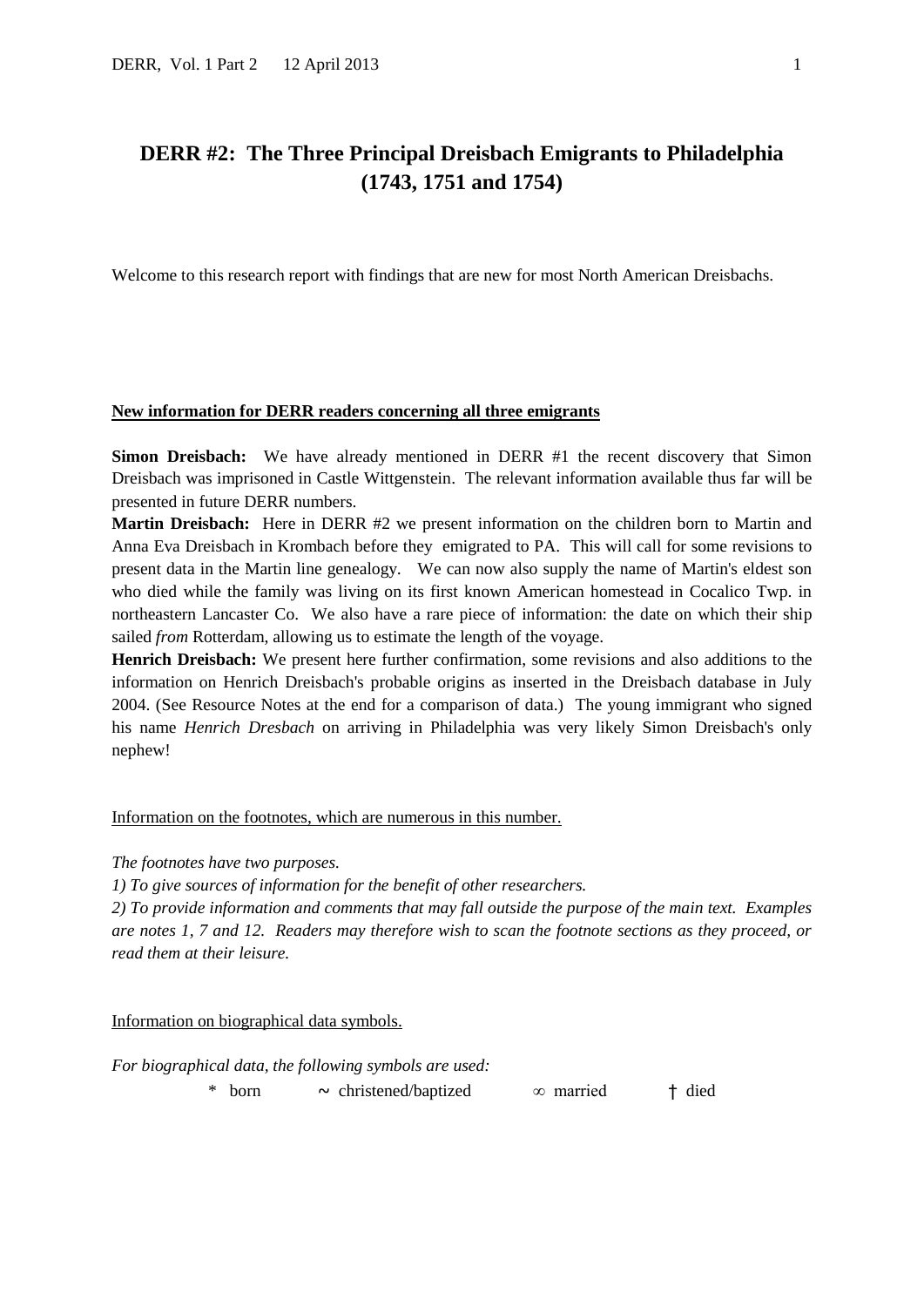# DERR #2: The Three Principal Dreisbach Emigrants to Philadelphia (1743, 1751 and 1754)

Welcome to this research report with findings that are new for most North American Dreisbachs.

**New information for DERR readers concerning all three emigrants**

**Simon Dreisbach:** We have already mentioned in DERR #1 the recent discovery that Simon Dreisbach was imprisoned in Castle Wittgenstein. The relevant information available thus far will be presented in future DERR numbers.

**Martin Dreisbach:** Here in DERR #2 we present information on the children born to Martin and Anna Eva Dreisbach in Krombach before they emigrated to PA. This will call for some revisions to present data in the Martin line genealogy. We can now also supply the name of Martin's eldest son who died while the family was living on its first known American homestead in Cocalico Twp. in northeastern Lancaster Co. We also have a rare piece of information: the date on which their ship sailed *from* Rotterdam, allowing us to estimate the length of the voyage.

**Henrich Dreisbach:** We present here further confirmation, some revisions and also additions to the information on Henrich Dreisbach's probable origins as inserted in the Dreisbach database in July 2004. (See Resource Notes at the end for a comparison of data.) The young immigrant who signed his name *Henrich Dresbach* on arriving in Philadelphia was very likely Simon Dreisbach's only nephew!

Information on the footnotes, which are numerous in this number.

*The footnotes have two purposes.*

*1) To give sources of information for the benefit of other researchers.*

*2) To provide information and comments that may fall outside the purpose of the main text. Examples are notes 1, 7 and 12. Readers may therefore wish to scan the footnote sections as they proceed, or read them at their leisure.*

Information on biographical data symbols.

*For biographical data, the following symbols are used:*

\* born ~ christened/baptized ∞ married † died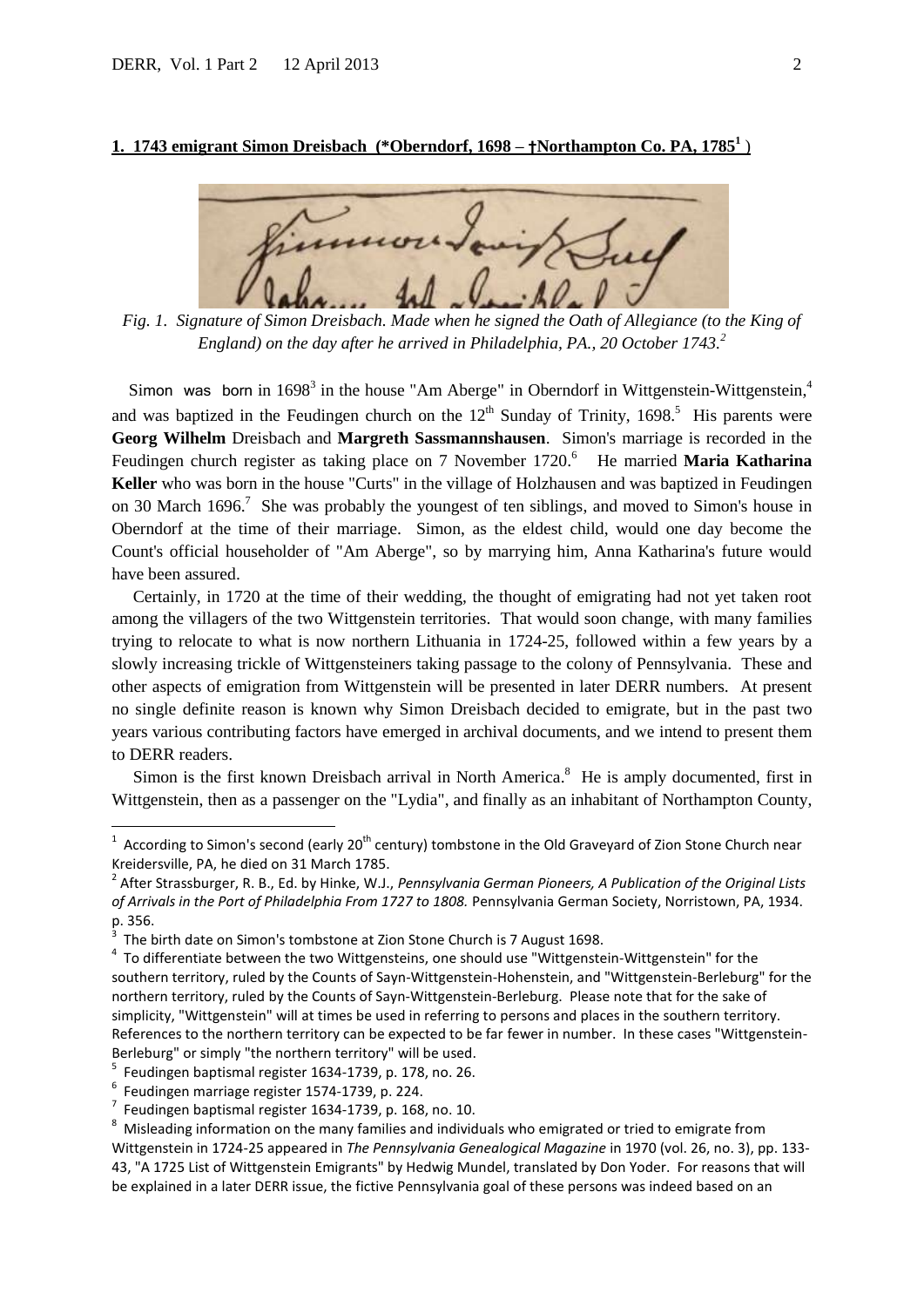## 1. 1743 emigrant Simon Dreisbach (*Oberndorf, 1698 – †Northampton Co. PA, 1785[1])

*Fig. 1. Signature of Simon Dreisbach. Made when he signed the Oath of Allegiance (to the King of England) on the day after he arrived in Philadelphia, PA., 20 October 1743.[2]*

Simon was born in 1698[3] in the house "Am Aberge" in Oberndorf in Wittgenstein-Wittgenstein,[4] and was baptized in the Feudingen church on the 12th Sunday of Trinity, 1698.[5] His parents were **Georg Wilhelm** Dreisbach and **Margreth Sassmannshausen**. Simon's marriage is recorded in the Feudingen church register as taking place on 7 November 1720.[6] He married **Maria Katharina Keller** who was born in the house "Curts" in the village of Holzhausen and was baptized in Feudingen on 30 March 1696.[7] She was probably the youngest of ten siblings, and moved to Simon's house in Oberndorf at the time of their marriage. Simon, as the eldest child, would one day become the Count's official householder of "Am Aberge", so by marrying him, Anna Katharina's future would have been assured.

Certainly, in 1720 at the time of their wedding, the thought of emigrating had not yet taken root among the villagers of the two Wittgenstein territories. That would soon change, with many families trying to relocate to what is now northern Lithuania in 1724-25, followed within a few years by a slowly increasing trickle of Wittgensteiners taking passage to the colony of Pennsylvania. These and other aspects of emigration from Wittgenstein will be presented in later DERR numbers. At present no single definite reason is known why Simon Dreisbach decided to emigrate, but in the past two years various contributing factors have emerged in archival documents, and we intend to present them to DERR readers.

Simon is the first known Dreisbach arrival in North America.[8] He is amply documented, first in Wittgenstein, then as a passenger on the "Lydia", and finally as an inhabitant of Northampton County,

---

[1] According to Simon's second (early 20th century) tombstone in the Old Graveyard of Zion Stone Church near Kreidersville, PA, he died on 31 March 1785.

[2] After Strassburger, R. B., Ed. by Hinke, W.J., *Pennsylvania German Pioneers, A Publication of the Original Lists of Arrivals in the Port of Philadelphia From 1727 to 1808.* Pennsylvania German Society, Norristown, PA, 1934. p. 356.

[3] The birth date on Simon's tombstone at Zion Stone Church is 7 August 1698.

[4] To differentiate between the two Wittgensteins, one should use "Wittgenstein-Wittgenstein" for the southern territory, ruled by the Counts of Sayn-Wittgenstein-Hohenstein, and "Wittgenstein-Berleburg" for the northern territory, ruled by the Counts of Sayn-Wittgenstein-Berleburg. Please note that for the sake of simplicity, "Wittgenstein" will at times be used in referring to persons and places in the southern territory. References to the northern territory can be expected to be far fewer in number. In these cases "Wittgenstein-Berleburg" or simply "the northern territory" will be used.

[5] Feudingen baptismal register 1634-1739, p. 178, no. 26.

[6] Feudingen marriage register 1574-1739, p. 224.

[7] Feudingen baptismal register 1634-1739, p. 168, no. 10.

[8] Misleading information on the many families and individuals who emigrated or tried to emigrate from Wittgenstein in 1724-25 appeared in *The Pennsylvania Genealogical Magazine* in 1970 (vol. 26, no. 3), pp. 133-43, "A 1725 List of Wittgenstein Emigrants" by Hedwig Mundel, translated by Don Yoder. For reasons that will be explained in a later DERR issue, the fictive Pennsylvania goal of these persons was indeed based on an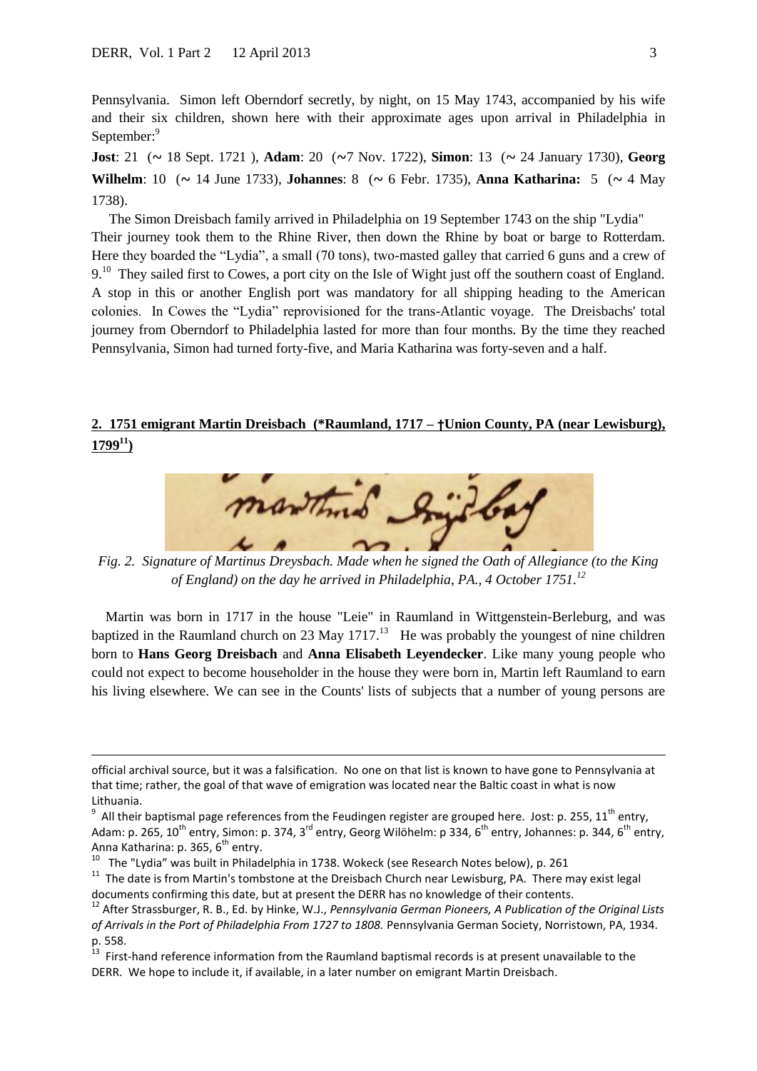Pennsylvania. Simon left Oberndorf secretly, by night, on 15 May 1743, accompanied by his wife and their six children, shown here with their approximate ages upon arrival in Philadelphia in September:[9]

**Jost**: 21 (~ 18 Sept. 1721 ), **Adam**: 20 (~7 Nov. 1722), **Simon**: 13 (~ 24 January 1730), **Georg Wilhelm**: 10 (~ 14 June 1733), **Johannes**: 8 (~ 6 Febr. 1735), **Anna Katharina:** 5 (~ 4 May 1738).

The Simon Dreisbach family arrived in Philadelphia on 19 September 1743 on the ship "Lydia" Their journey took them to the Rhine River, then down the Rhine by boat or barge to Rotterdam. Here they boarded the "Lydia", a small (70 tons), two-masted galley that carried 6 guns and a crew of 9.[10] They sailed first to Cowes, a port city on the Isle of Wight just off the southern coast of England. A stop in this or another English port was mandatory for all shipping heading to the American colonies. In Cowes the "Lydia" reprovisioned for the trans-Atlantic voyage. The Dreisbachs' total journey from Oberndorf to Philadelphia lasted for more than four months. By the time they reached Pennsylvania, Simon had turned forty-five, and Maria Katharina was forty-seven and a half.

## 2. 1751 emigrant Martin Dreisbach (*Raumland, 1717 – †Union County, PA (near Lewisburg), 1799[11])

*Fig. 2. Signature of Martinus Dreysbach. Made when he signed the Oath of Allegiance (to the King of England) on the day he arrived in Philadelphia, PA., 4 October 1751.[12]*

Martin was born in 1717 in the house "Leie" in Raumland in Wittgenstein-Berleburg, and was baptized in the Raumland church on 23 May 1717.[13] He was probably the youngest of nine children born to **Hans Georg Dreisbach** and **Anna Elisabeth Leyendecker**. Like many young people who could not expect to become householder in the house they were born in, Martin left Raumland to earn his living elsewhere. We can see in the Counts' lists of subjects that a number of young persons are

---

official archival source, but it was a falsification. No one on that list is known to have gone to Pennsylvania at that time; rather, the goal of that wave of emigration was located near the Baltic coast in what is now Lithuania.

[9] All their baptismal page references from the Feudingen register are grouped here. Jost: p. 255, 11th entry, Adam: p. 265, 10th entry, Simon: p. 374, 3rd entry, Georg Wilöhelm: p 334, 6th entry, Johannes: p. 344, 6th entry, Anna Katharina: p. 365, 6th entry.

[10] The "Lydia" was built in Philadelphia in 1738. Wokeck (see Research Notes below), p. 261

[11] The date is from Martin's tombstone at the Dreisbach Church near Lewisburg, PA. There may exist legal documents confirming this date, but at present the DERR has no knowledge of their contents.

[12] After Strassburger, R. B., Ed. by Hinke, W.J., *Pennsylvania German Pioneers, A Publication of the Original Lists of Arrivals in the Port of Philadelphia From 1727 to 1808.* Pennsylvania German Society, Norristown, PA, 1934. p. 558.

[13] First-hand reference information from the Raumland baptismal records is at present unavailable to the DERR. We hope to include it, if available, in a later number on emigrant Martin Dreisbach.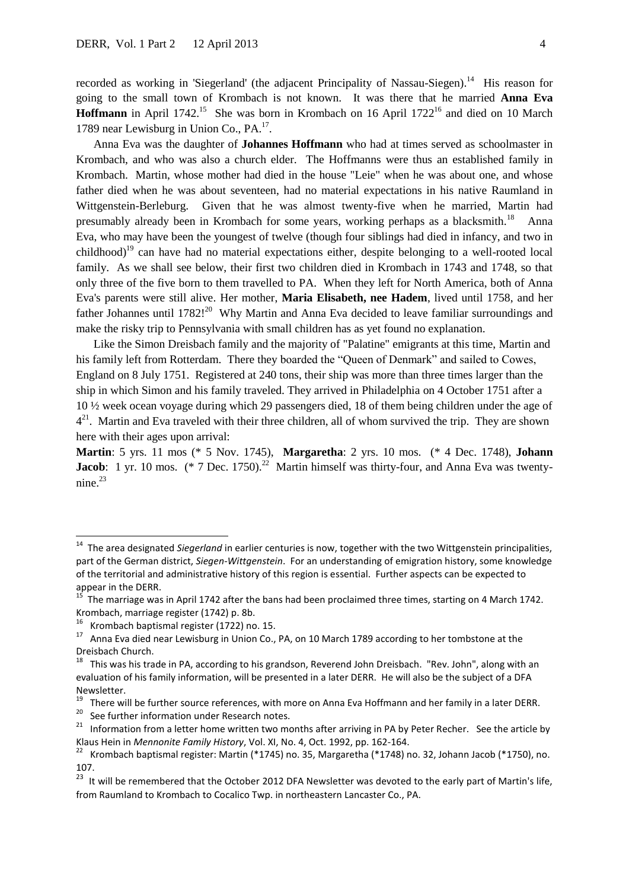recorded as working in 'Siegerland' (the adjacent Principality of Nassau-Siegen).[14] His reason for going to the small town of Krombach is not known. It was there that he married **Anna Eva Hoffmann** in April 1742.[15] She was born in Krombach on 16 April 1722[16] and died on 10 March 1789 near Lewisburg in Union Co., PA.[17].

Anna Eva was the daughter of **Johannes Hoffmann** who had at times served as schoolmaster in Krombach, and who was also a church elder. The Hoffmanns were thus an established family in Krombach. Martin, whose mother had died in the house "Leie" when he was about one, and whose father died when he was about seventeen, had no material expectations in his native Raumland in Wittgenstein-Berleburg. Given that he was almost twenty-five when he married, Martin had presumably already been in Krombach for some years, working perhaps as a blacksmith.[18] Anna Eva, who may have been the youngest of twelve (though four siblings had died in infancy, and two in childhood)[19] can have had no material expectations either, despite belonging to a well-rooted local family. As we shall see below, their first two children died in Krombach in 1743 and 1748, so that only three of the five born to them travelled to PA. When they left for North America, both of Anna Eva's parents were still alive. Her mother, **Maria Elisabeth, nee Hadem**, lived until 1758, and her father Johannes until 1782![20] Why Martin and Anna Eva decided to leave familiar surroundings and make the risky trip to Pennsylvania with small children has as yet found no explanation.

Like the Simon Dreisbach family and the majority of "Palatine" emigrants at this time, Martin and his family left from Rotterdam. There they boarded the "Queen of Denmark" and sailed to Cowes, England on 8 July 1751. Registered at 240 tons, their ship was more than three times larger than the ship in which Simon and his family traveled. They arrived in Philadelphia on 4 October 1751 after a 10 ½ week ocean voyage during which 29 passengers died, 18 of them being children under the age of 4[21]. Martin and Eva traveled with their three children, all of whom survived the trip. They are shown here with their ages upon arrival:

**Martin**: 5 yrs. 11 mos (* 5 Nov. 1745), **Margaretha**: 2 yrs. 10 mos. (* 4 Dec. 1748), **Johann Jacob**: 1 yr. 10 mos. (* 7 Dec. 1750).[22] Martin himself was thirty-four, and Anna Eva was twenty-nine.[23]

---

[14] The area designated *Siegerland* in earlier centuries is now, together with the two Wittgenstein principalities, part of the German district, *Siegen-Wittgenstein*. For an understanding of emigration history, some knowledge of the territorial and administrative history of this region is essential. Further aspects can be expected to appear in the DERR.

[15] The marriage was in April 1742 after the bans had been proclaimed three times, starting on 4 March 1742. Krombach, marriage register (1742) p. 8b.

[16] Krombach baptismal register (1722) no. 15.

[17] Anna Eva died near Lewisburg in Union Co., PA, on 10 March 1789 according to her tombstone at the Dreisbach Church.

[18] This was his trade in PA, according to his grandson, Reverend John Dreisbach. "Rev. John", along with an evaluation of his family information, will be presented in a later DERR. He will also be the subject of a DFA Newsletter.

[19] There will be further source references, with more on Anna Eva Hoffmann and her family in a later DERR.

[20] See further information under Research notes.

[21] Information from a letter home written two months after arriving in PA by Peter Recher. See the article by Klaus Hein in *Mennonite Family History*, Vol. XI, No. 4, Oct. 1992, pp. 162-164.

[22] Krombach baptismal register: Martin (*1745) no. 35, Margaretha (*1748) no. 32, Johann Jacob (*1750), no. 107.

[23] It will be remembered that the October 2012 DFA Newsletter was devoted to the early part of Martin's life, from Raumland to Krombach to Cocalico Twp. in northeastern Lancaster Co., PA.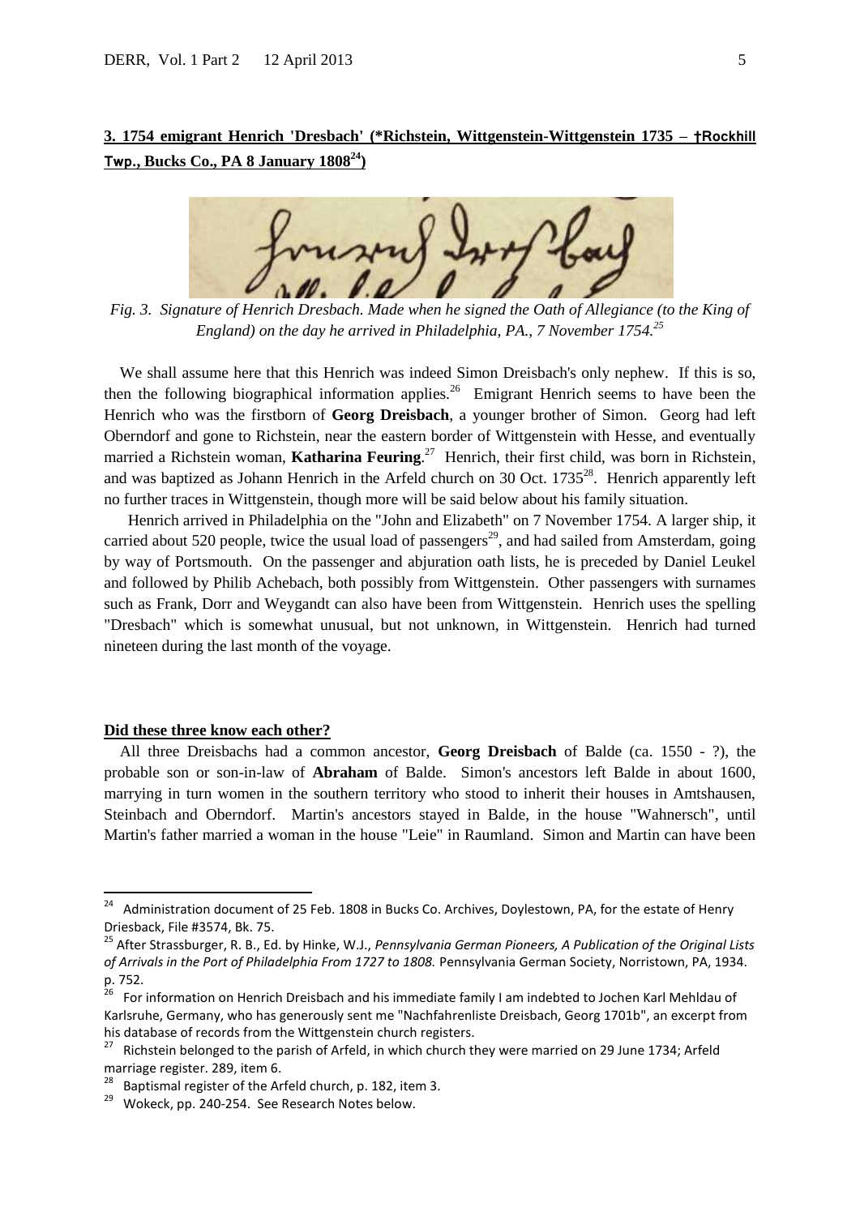## 3. 1754 emigrant Henrich 'Dresbach' (*Richstein, Wittgenstein-Wittgenstein 1735 – †Rockhill Twp., Bucks Co., PA 8 January 1808[24])

*Fig. 3. Signature of Henrich Dresbach. Made when he signed the Oath of Allegiance (to the King of England) on the day he arrived in Philadelphia, PA., 7 November 1754.[25]*

We shall assume here that this Henrich was indeed Simon Dreisbach's only nephew. If this is so, then the following biographical information applies.[26] Emigrant Henrich seems to have been the Henrich who was the firstborn of **Georg Dreisbach**, a younger brother of Simon. Georg had left Oberndorf and gone to Richstein, near the eastern border of Wittgenstein with Hesse, and eventually married a Richstein woman, **Katharina Feuring**.[27] Henrich, their first child, was born in Richstein, and was baptized as Johann Henrich in the Arfeld church on 30 Oct. 1735[28]. Henrich apparently left no further traces in Wittgenstein, though more will be said below about his family situation.

Henrich arrived in Philadelphia on the "John and Elizabeth" on 7 November 1754. A larger ship, it carried about 520 people, twice the usual load of passengers[29], and had sailed from Amsterdam, going by way of Portsmouth. On the passenger and abjuration oath lists, he is preceded by Daniel Leukel and followed by Philib Achebach, both possibly from Wittgenstein. Other passengers with surnames such as Frank, Dorr and Weygandt can also have been from Wittgenstein. Henrich uses the spelling "Dresbach" which is somewhat unusual, but not unknown, in Wittgenstein. Henrich had turned nineteen during the last month of the voyage.

### Did these three know each other?

All three Dreisbachs had a common ancestor, **Georg Dreisbach** of Balde (ca. 1550 - ?), the probable son or son-in-law of **Abraham** of Balde. Simon's ancestors left Balde in about 1600, marrying in turn women in the southern territory who stood to inherit their houses in Amtshausen, Steinbach and Oberndorf. Martin's ancestors stayed in Balde, in the house "Wahnersch", until Martin's father married a woman in the house "Leie" in Raumland. Simon and Martin can have been

---

[24] Administration document of 25 Feb. 1808 in Bucks Co. Archives, Doylestown, PA, for the estate of Henry Driesback, File #3574, Bk. 75.

[25] After Strassburger, R. B., Ed. by Hinke, W.J., *Pennsylvania German Pioneers, A Publication of the Original Lists of Arrivals in the Port of Philadelphia From 1727 to 1808.* Pennsylvania German Society, Norristown, PA, 1934. p. 752.

[26] For information on Henrich Dreisbach and his immediate family I am indebted to Jochen Karl Mehldau of Karlsruhe, Germany, who has generously sent me "Nachfahrenliste Dreisbach, Georg 1701b", an excerpt from his database of records from the Wittgenstein church registers.

[27] Richstein belonged to the parish of Arfeld, in which church they were married on 29 June 1734; Arfeld marriage register. 289, item 6.

[28] Baptismal register of the Arfeld church, p. 182, item 3.

[29] Wokeck, pp. 240-254. See Research Notes below.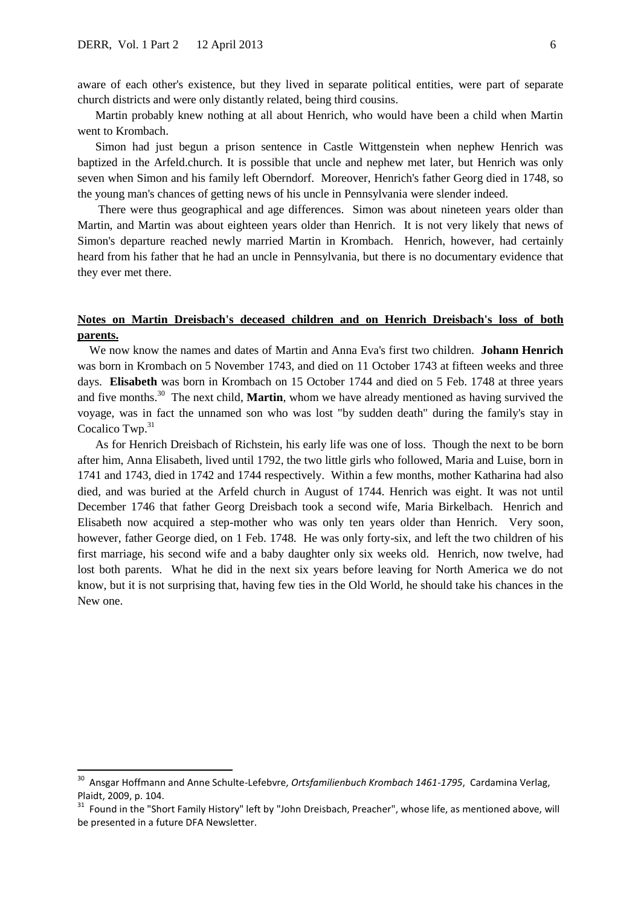aware of each other's existence, but they lived in separate political entities, were part of separate church districts and were only distantly related, being third cousins.

Martin probably knew nothing at all about Henrich, who would have been a child when Martin went to Krombach.

Simon had just begun a prison sentence in Castle Wittgenstein when nephew Henrich was baptized in the Arfeld.church. It is possible that uncle and nephew met later, but Henrich was only seven when Simon and his family left Oberndorf. Moreover, Henrich's father Georg died in 1748, so the young man's chances of getting news of his uncle in Pennsylvania were slender indeed.

There were thus geographical and age differences. Simon was about nineteen years older than Martin, and Martin was about eighteen years older than Henrich. It is not very likely that news of Simon's departure reached newly married Martin in Krombach. Henrich, however, had certainly heard from his father that he had an uncle in Pennsylvania, but there is no documentary evidence that they ever met there.

## Notes on Martin Dreisbach's deceased children and on Henrich Dreisbach's loss of both parents.

We now know the names and dates of Martin and Anna Eva's first two children. **Johann Henrich** was born in Krombach on 5 November 1743, and died on 11 October 1743 at fifteen weeks and three days. **Elisabeth** was born in Krombach on 15 October 1744 and died on 5 Feb. 1748 at three years and five months.[30] The next child, **Martin**, whom we have already mentioned as having survived the voyage, was in fact the unnamed son who was lost "by sudden death" during the family's stay in Cocalico Twp.[31]

As for Henrich Dreisbach of Richstein, his early life was one of loss. Though the next to be born after him, Anna Elisabeth, lived until 1792, the two little girls who followed, Maria and Luise, born in 1741 and 1743, died in 1742 and 1744 respectively. Within a few months, mother Katharina had also died, and was buried at the Arfeld church in August of 1744. Henrich was eight. It was not until December 1746 that father Georg Dreisbach took a second wife, Maria Birkelbach. Henrich and Elisabeth now acquired a step-mother who was only ten years older than Henrich. Very soon, however, father George died, on 1 Feb. 1748. He was only forty-six, and left the two children of his first marriage, his second wife and a baby daughter only six weeks old. Henrich, now twelve, had lost both parents. What he did in the next six years before leaving for North America we do not know, but it is not surprising that, having few ties in the Old World, he should take his chances in the New one.

---

[30] Ansgar Hoffmann and Anne Schulte-Lefebvre, *Ortsfamilienbuch Krombach 1461-1795*, Cardamina Verlag, Plaidt, 2009, p. 104.

[31] Found in the "Short Family History" left by "John Dreisbach, Preacher", whose life, as mentioned above, will be presented in a future DFA Newsletter.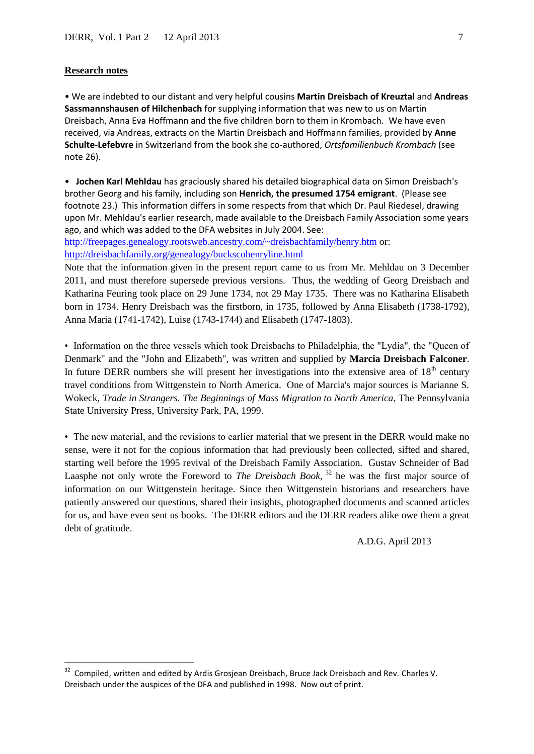**Research notes**

• We are indebted to our distant and very helpful cousins **Martin Dreisbach of Kreuztal** and **Andreas Sassmannshausen of Hilchenbach** for supplying information that was new to us on Martin Dreisbach, Anna Eva Hoffmann and the five children born to them in Krombach. We have even received, via Andreas, extracts on the Martin Dreisbach and Hoffmann families, provided by **Anne Schulte-Lefebvre** in Switzerland from the book she co-authored, *Ortsfamilienbuch Krombach* (see note 26).

• **Jochen Karl Mehldau** has graciously shared his detailed biographical data on Simon Dreisbach's brother Georg and his family, including son **Henrich, the presumed 1754 emigrant**. (Please see footnote 23.) This information differs in some respects from that which Dr. Paul Riedesel, drawing upon Mr. Mehldau's earlier research, made available to the Dreisbach Family Association some years ago, and which was added to the DFA websites in July 2004. See:
http://freepages.genealogy.rootsweb.ancestry.com/~dreisbachfamily/henry.htm or:
http://dreisbachfamily.org/genealogy/buckscohenryline.html
Note that the information given in the present report came to us from Mr. Mehldau on 3 December 2011, and must therefore supersede previous versions. Thus, the wedding of Georg Dreisbach and Katharina Feuring took place on 29 June 1734, not 29 May 1735. There was no Katharina Elisabeth born in 1734. Henry Dreisbach was the firstborn, in 1735, followed by Anna Elisabeth (1738-1792), Anna Maria (1741-1742), Luise (1743-1744) and Elisabeth (1747-1803).

• Information on the three vessels which took Dreisbachs to Philadelphia, the "Lydia", the "Queen of Denmark" and the "John and Elizabeth", was written and supplied by **Marcia Dreisbach Falconer**. In future DERR numbers she will present her investigations into the extensive area of 18th century travel conditions from Wittgenstein to North America. One of Marcia's major sources is Marianne S. Wokeck, *Trade in Strangers. The Beginnings of Mass Migration to North America*, The Pennsylvania State University Press, University Park, PA, 1999.

• The new material, and the revisions to earlier material that we present in the DERR would make no sense, were it not for the copious information that had previously been collected, sifted and shared, starting well before the 1995 revival of the Dreisbach Family Association. Gustav Schneider of Bad Laasphe not only wrote the Foreword to *The Dreisbach Book*, [32] he was the first major source of information on our Wittgenstein heritage. Since then Wittgenstein historians and researchers have patiently answered our questions, shared their insights, photographed documents and scanned articles for us, and have even sent us books. The DERR editors and the DERR readers alike owe them a great debt of gratitude.

A.D.G. April 2013

---

[32] Compiled, written and edited by Ardis Grosjean Dreisbach, Bruce Jack Dreisbach and Rev. Charles V. Dreisbach under the auspices of the DFA and published in 1998. Now out of print.